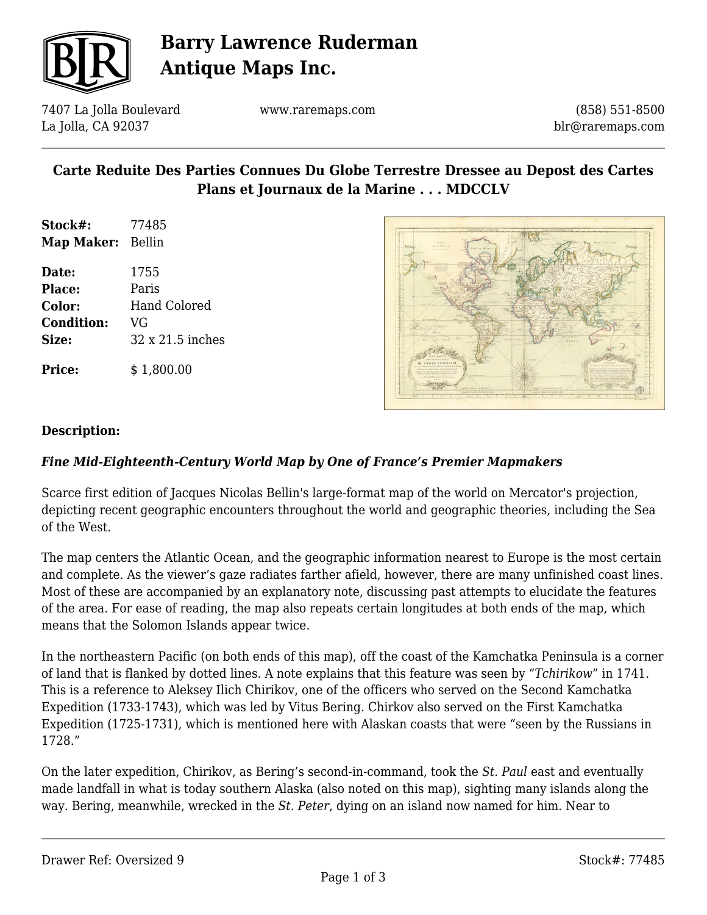# Barry Lawrence Ruderman Antique Maps Inc.

7407 La Jolla Boulevard
La Jolla, CA 92037

www.raremaps.com

(858) 551-8500
blr@raremaps.com

## Carte Reduite Des Parties Connues Du Globe Terrestre Dressee au Depost des Cartes Plans et Journaux de la Marine . . . MDCCLV

**Stock#:** 77485
**Map Maker:** Bellin

**Date:** 1755
**Place:** Paris
**Color:** Hand Colored
**Condition:** VG
**Size:** 32 x 21.5 inches

**Price:** $ 1,800.00

**Description:**

***Fine Mid-Eighteenth-Century World Map by One of France's Premier Mapmakers***

Scarce first edition of Jacques Nicolas Bellin's large-format map of the world on Mercator's projection, depicting recent geographic encounters throughout the world and geographic theories, including the Sea of the West.

The map centers the Atlantic Ocean, and the geographic information nearest to Europe is the most certain and complete. As the viewer's gaze radiates farther afield, however, there are many unfinished coast lines. Most of these are accompanied by an explanatory note, discussing past attempts to elucidate the features of the area. For ease of reading, the map also repeats certain longitudes at both ends of the map, which means that the Solomon Islands appear twice.

In the northeastern Pacific (on both ends of this map), off the coast of the Kamchatka Peninsula is a corner of land that is flanked by dotted lines. A note explains that this feature was seen by "*Tchirikow*" in 1741. This is a reference to Aleksey Ilich Chirikov, one of the officers who served on the Second Kamchatka Expedition (1733-1743), which was led by Vitus Bering. Chirkov also served on the First Kamchatka Expedition (1725-1731), which is mentioned here with Alaskan coasts that were "seen by the Russians in 1728."

On the later expedition, Chirikov, as Bering's second-in-command, took the *St. Paul* east and eventually made landfall in what is today southern Alaska (also noted on this map), sighting many islands along the way. Bering, meanwhile, wrecked in the *St. Peter*, dying on an island now named for him. Near to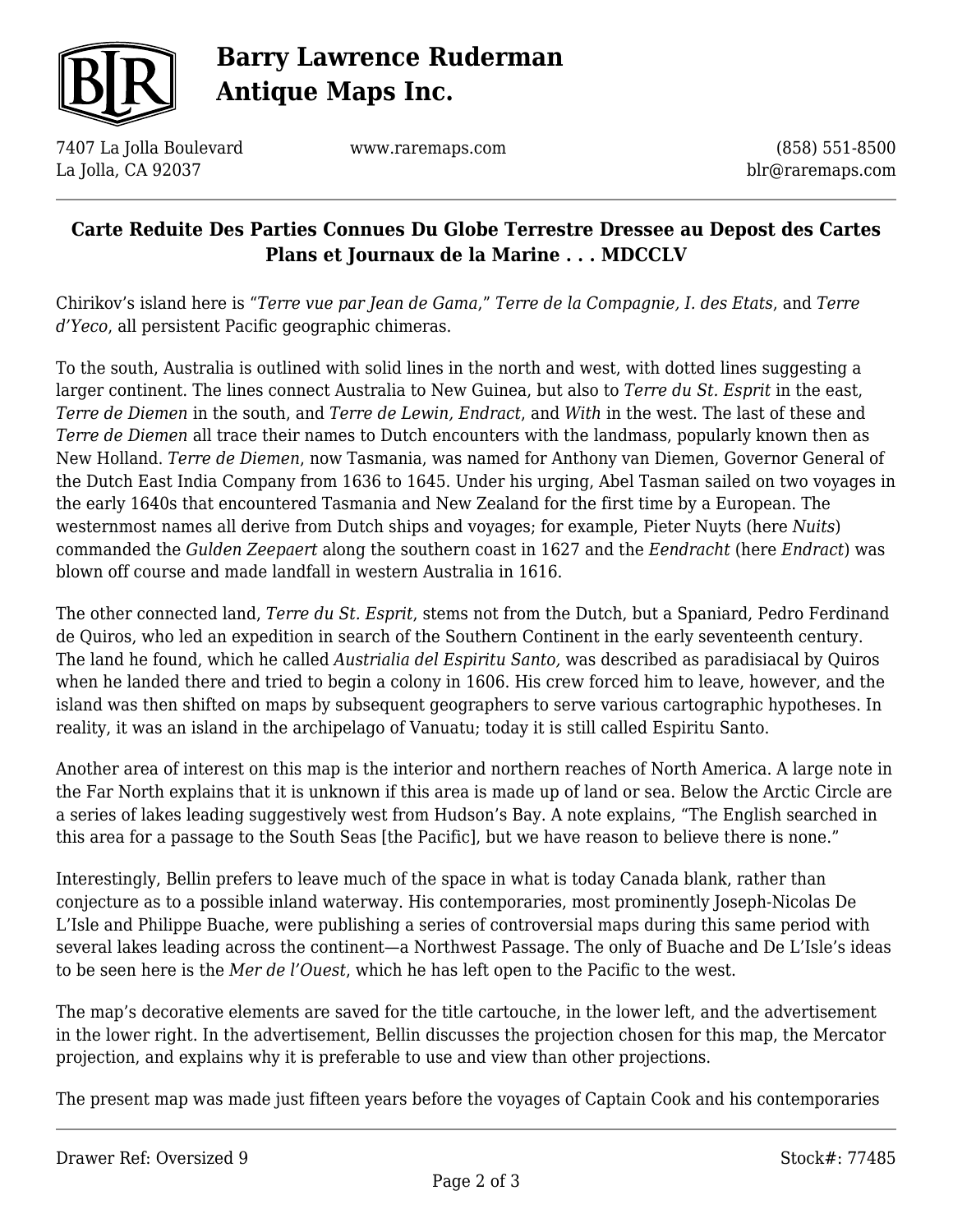**Carte Reduite Des Parties Connues Du Globe Terrestre Dressee au Depost des Cartes Plans et Journaux de la Marine . . . MDCCLV**

Chirikov's island here is "*Terre vue par Jean de Gama*," *Terre de la Compagnie, I. des Etats*, and *Terre d'Yeco*, all persistent Pacific geographic chimeras.

To the south, Australia is outlined with solid lines in the north and west, with dotted lines suggesting a larger continent. The lines connect Australia to New Guinea, but also to *Terre du St. Esprit* in the east, *Terre de Diemen* in the south, and *Terre de Lewin, Endract*, and *With* in the west. The last of these and *Terre de Diemen* all trace their names to Dutch encounters with the landmass, popularly known then as New Holland. *Terre de Diemen*, now Tasmania, was named for Anthony van Diemen, Governor General of the Dutch East India Company from 1636 to 1645. Under his urging, Abel Tasman sailed on two voyages in the early 1640s that encountered Tasmania and New Zealand for the first time by a European. The westernmost names all derive from Dutch ships and voyages; for example, Pieter Nuyts (here *Nuits*) commanded the *Gulden Zeepaert* along the southern coast in 1627 and the *Eendracht* (here *Endract*) was blown off course and made landfall in western Australia in 1616.

The other connected land, *Terre du St. Esprit*, stems not from the Dutch, but a Spaniard, Pedro Ferdinand de Quiros, who led an expedition in search of the Southern Continent in the early seventeenth century. The land he found, which he called *Austrialia del Espiritu Santo,* was described as paradisiacal by Quiros when he landed there and tried to begin a colony in 1606. His crew forced him to leave, however, and the island was then shifted on maps by subsequent geographers to serve various cartographic hypotheses. In reality, it was an island in the archipelago of Vanuatu; today it is still called Espiritu Santo.

Another area of interest on this map is the interior and northern reaches of North America. A large note in the Far North explains that it is unknown if this area is made up of land or sea. Below the Arctic Circle are a series of lakes leading suggestively west from Hudson's Bay. A note explains, "The English searched in this area for a passage to the South Seas [the Pacific], but we have reason to believe there is none."

Interestingly, Bellin prefers to leave much of the space in what is today Canada blank, rather than conjecture as to a possible inland waterway. His contemporaries, most prominently Joseph-Nicolas De L'Isle and Philippe Buache, were publishing a series of controversial maps during this same period with several lakes leading across the continent—a Northwest Passage. The only of Buache and De L'Isle's ideas to be seen here is the *Mer de l'Ouest*, which he has left open to the Pacific to the west.

The map's decorative elements are saved for the title cartouche, in the lower left, and the advertisement in the lower right. In the advertisement, Bellin discusses the projection chosen for this map, the Mercator projection, and explains why it is preferable to use and view than other projections.

The present map was made just fifteen years before the voyages of Captain Cook and his contemporaries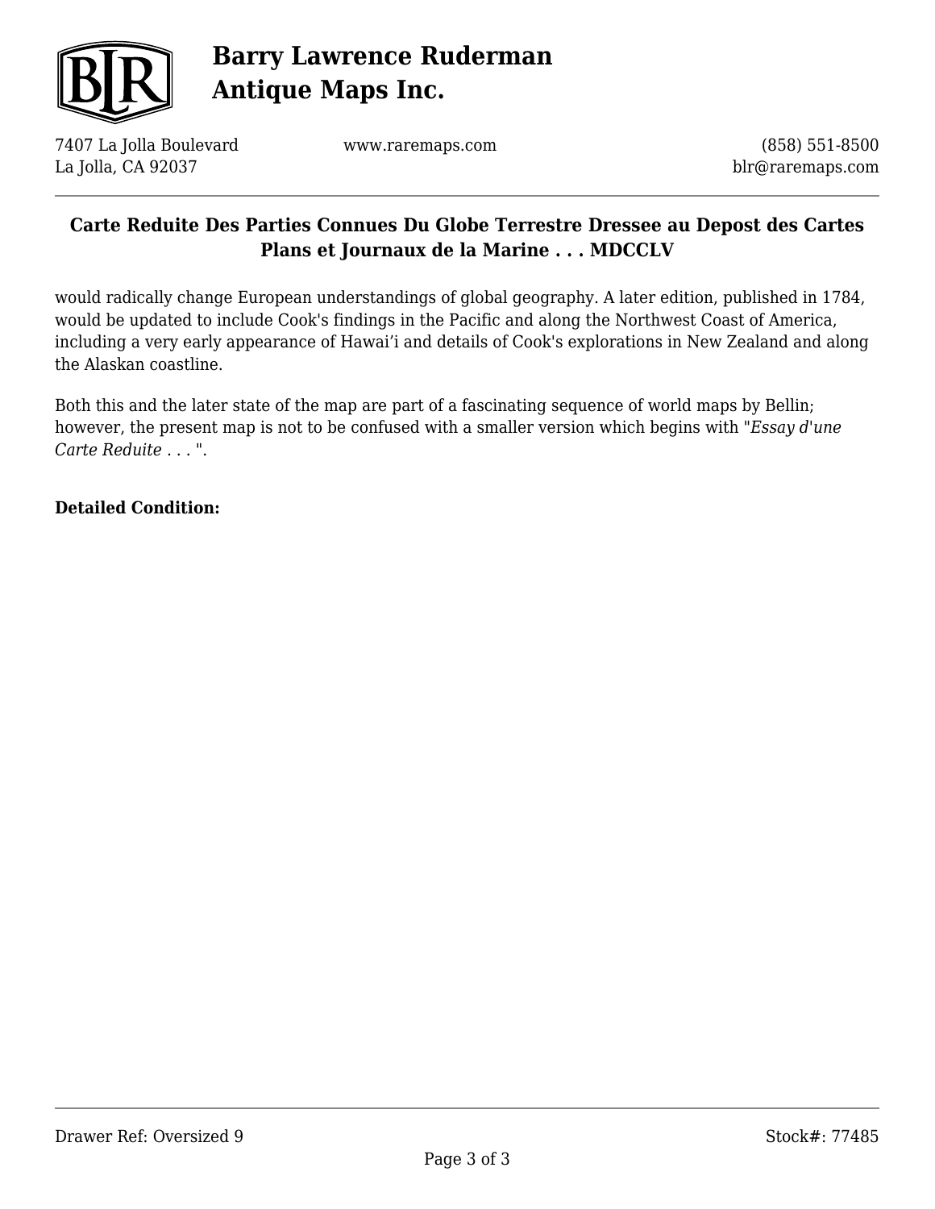would radically change European understandings of global geography. A later edition, published in 1784, would be updated to include Cook's findings in the Pacific and along the Northwest Coast of America, including a very early appearance of Hawai'i and details of Cook's explorations in New Zealand and along the Alaskan coastline.

Both this and the later state of the map are part of a fascinating sequence of world maps by Bellin; however, the present map is not to be confused with a smaller version which begins with "*Essay d'une Carte Reduite* . . . ".

**Detailed Condition:**